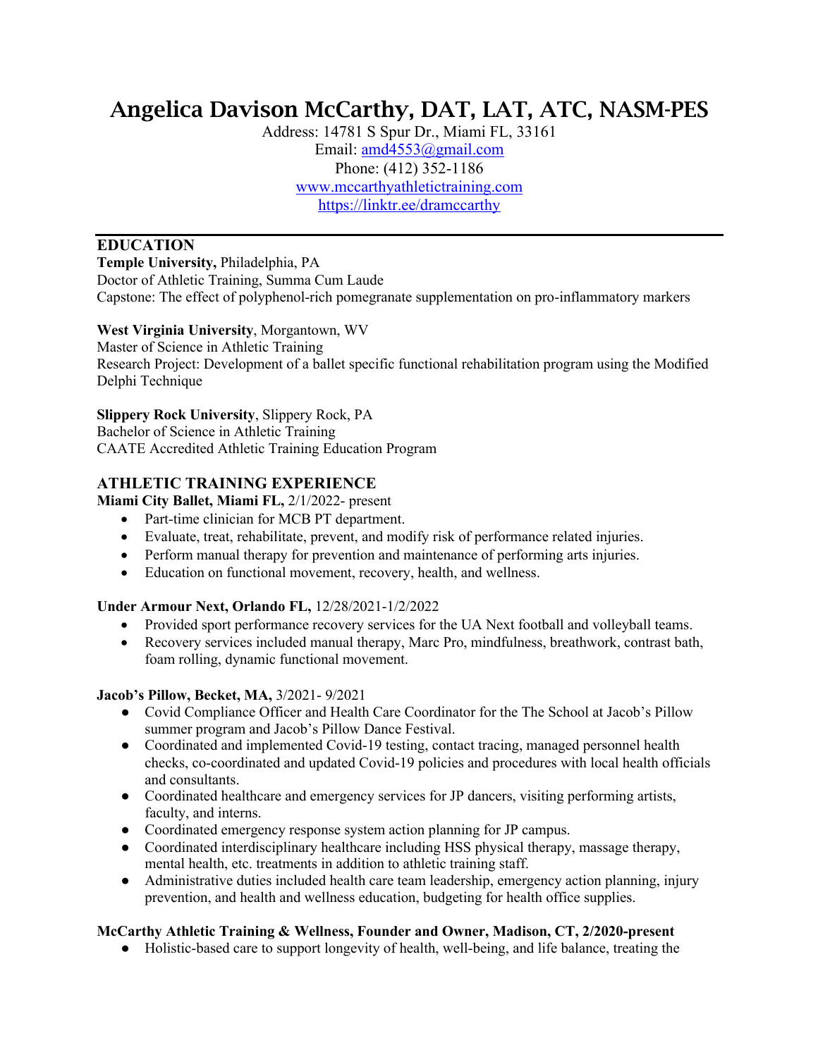# Angelica Davison McCarthy, DAT, LAT, ATC, NASM-PES

Address: 14781 S Spur Dr., Miami FL, 33161
Email: amd4553@gmail.com
Phone: (412) 352-1186
www.mccarthyathletictraining.com
https://linktr.ee/dramccarthy

---

## EDUCATION

**Temple University,** Philadelphia, PA
Doctor of Athletic Training, Summa Cum Laude
Capstone: The effect of polyphenol-rich pomegranate supplementation on pro-inflammatory markers

**West Virginia University**, Morgantown, WV
Master of Science in Athletic Training
Research Project: Development of a ballet specific functional rehabilitation program using the Modified Delphi Technique

**Slippery Rock University**, Slippery Rock, PA
Bachelor of Science in Athletic Training
CAATE Accredited Athletic Training Education Program

## ATHLETIC TRAINING EXPERIENCE

**Miami City Ballet, Miami FL,** 2/1/2022- present

- Part-time clinician for MCB PT department.
- Evaluate, treat, rehabilitate, prevent, and modify risk of performance related injuries.
- Perform manual therapy for prevention and maintenance of performing arts injuries.
- Education on functional movement, recovery, health, and wellness.

**Under Armour Next, Orlando FL,** 12/28/2021-1/2/2022

- Provided sport performance recovery services for the UA Next football and volleyball teams.
- Recovery services included manual therapy, Marc Pro, mindfulness, breathwork, contrast bath, foam rolling, dynamic functional movement.

**Jacob's Pillow, Becket, MA,** 3/2021- 9/2021

- Covid Compliance Officer and Health Care Coordinator for the The School at Jacob's Pillow summer program and Jacob's Pillow Dance Festival.
- Coordinated and implemented Covid-19 testing, contact tracing, managed personnel health checks, co-coordinated and updated Covid-19 policies and procedures with local health officials and consultants.
- Coordinated healthcare and emergency services for JP dancers, visiting performing artists, faculty, and interns.
- Coordinated emergency response system action planning for JP campus.
- Coordinated interdisciplinary healthcare including HSS physical therapy, massage therapy, mental health, etc. treatments in addition to athletic training staff.
- Administrative duties included health care team leadership, emergency action planning, injury prevention, and health and wellness education, budgeting for health office supplies.

**McCarthy Athletic Training & Wellness, Founder and Owner, Madison, CT, 2/2020-present**

- Holistic-based care to support longevity of health, well-being, and life balance, treating the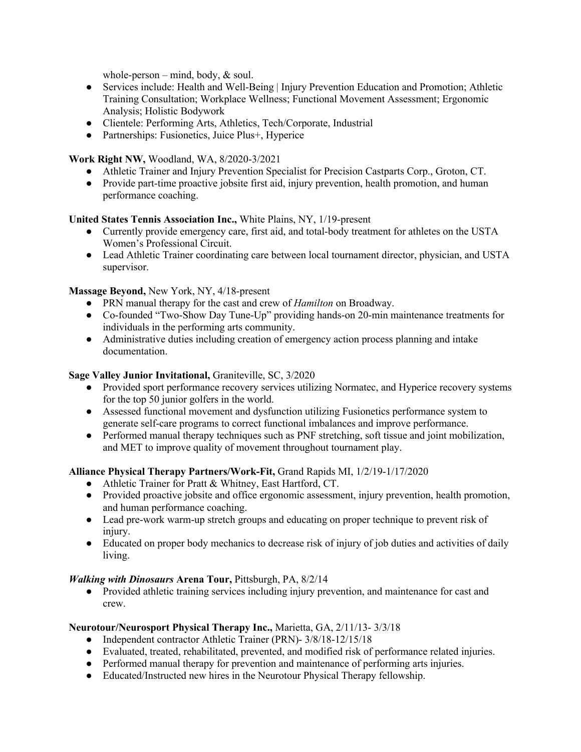whole-person – mind, body, & soul.

- Services include: Health and Well-Being | Injury Prevention Education and Promotion; Athletic Training Consultation; Workplace Wellness; Functional Movement Assessment; Ergonomic Analysis; Holistic Bodywork
- Clientele: Performing Arts, Athletics, Tech/Corporate, Industrial
- Partnerships: Fusionetics, Juice Plus+, Hyperice

**Work Right NW,** Woodland, WA, 8/2020-3/2021

- Athletic Trainer and Injury Prevention Specialist for Precision Castparts Corp., Groton, CT.
- Provide part-time proactive jobsite first aid, injury prevention, health promotion, and human performance coaching.

**United States Tennis Association Inc.,** White Plains, NY, 1/19-present

- Currently provide emergency care, first aid, and total-body treatment for athletes on the USTA Women's Professional Circuit.
- Lead Athletic Trainer coordinating care between local tournament director, physician, and USTA supervisor.

**Massage Beyond,** New York, NY, 4/18-present

- PRN manual therapy for the cast and crew of *Hamilton* on Broadway.
- Co-founded "Two-Show Day Tune-Up" providing hands-on 20-min maintenance treatments for individuals in the performing arts community.
- Administrative duties including creation of emergency action process planning and intake documentation.

**Sage Valley Junior Invitational,** Graniteville, SC, 3/2020

- Provided sport performance recovery services utilizing Normatec, and Hyperice recovery systems for the top 50 junior golfers in the world.
- Assessed functional movement and dysfunction utilizing Fusionetics performance system to generate self-care programs to correct functional imbalances and improve performance.
- Performed manual therapy techniques such as PNF stretching, soft tissue and joint mobilization, and MET to improve quality of movement throughout tournament play.

**Alliance Physical Therapy Partners/Work-Fit,** Grand Rapids MI, 1/2/19-1/17/2020

- Athletic Trainer for Pratt & Whitney, East Hartford, CT.
- Provided proactive jobsite and office ergonomic assessment, injury prevention, health promotion, and human performance coaching.
- Lead pre-work warm-up stretch groups and educating on proper technique to prevent risk of injury.
- Educated on proper body mechanics to decrease risk of injury of job duties and activities of daily living.

***Walking with Dinosaurs* Arena Tour,** Pittsburgh, PA, 8/2/14

- Provided athletic training services including injury prevention, and maintenance for cast and crew.

**Neurotour/Neurosport Physical Therapy Inc.,** Marietta, GA, 2/11/13- 3/3/18

- Independent contractor Athletic Trainer (PRN)- 3/8/18-12/15/18
- Evaluated, treated, rehabilitated, prevented, and modified risk of performance related injuries.
- Performed manual therapy for prevention and maintenance of performing arts injuries.
- Educated/Instructed new hires in the Neurotour Physical Therapy fellowship.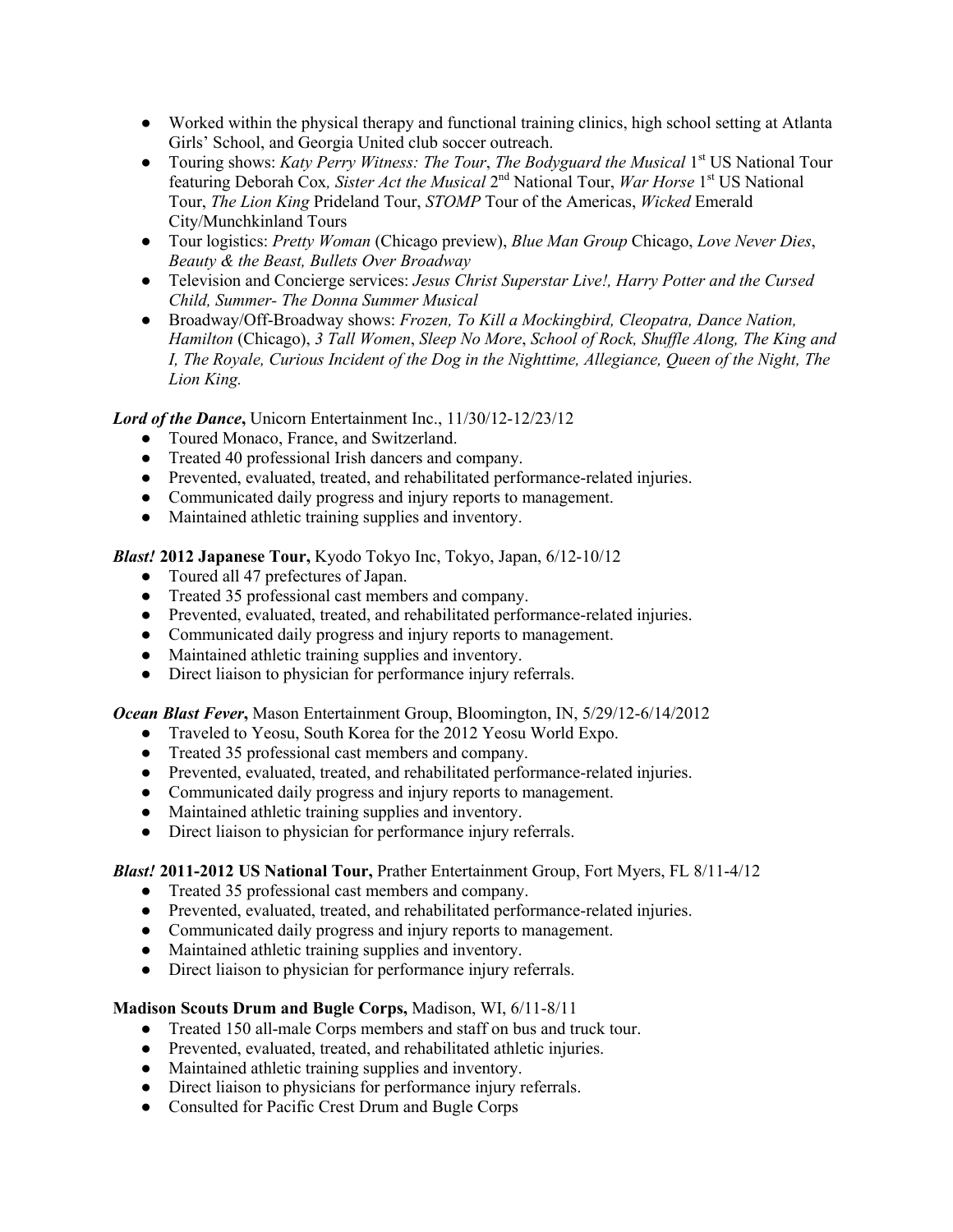- Worked within the physical therapy and functional training clinics, high school setting at Atlanta Girls' School, and Georgia United club soccer outreach.
- Touring shows: *Katy Perry Witness: The Tour*, *The Bodyguard the Musical* 1st US National Tour featuring Deborah Cox*, Sister Act the Musical* 2nd National Tour, *War Horse* 1st US National Tour, *The Lion King* Prideland Tour, *STOMP* Tour of the Americas, *Wicked* Emerald City/Munchkinland Tours
- Tour logistics: *Pretty Woman* (Chicago preview), *Blue Man Group* Chicago, *Love Never Dies*, *Beauty & the Beast, Bullets Over Broadway*
- Television and Concierge services: *Jesus Christ Superstar Live!, Harry Potter and the Cursed Child, Summer- The Donna Summer Musical*
- Broadway/Off-Broadway shows: *Frozen, To Kill a Mockingbird, Cleopatra, Dance Nation, Hamilton* (Chicago), *3 Tall Women*, *Sleep No More*, *School of Rock, Shuffle Along, The King and I, The Royale, Curious Incident of the Dog in the Nighttime, Allegiance, Queen of the Night, The Lion King.*

***Lord of the Dance*****,** Unicorn Entertainment Inc., 11/30/12-12/23/12

- Toured Monaco, France, and Switzerland.
- Treated 40 professional Irish dancers and company.
- Prevented, evaluated, treated, and rehabilitated performance-related injuries.
- Communicated daily progress and injury reports to management.
- Maintained athletic training supplies and inventory.

***Blast!* 2012 Japanese Tour,** Kyodo Tokyo Inc, Tokyo, Japan, 6/12-10/12

- Toured all 47 prefectures of Japan.
- Treated 35 professional cast members and company.
- Prevented, evaluated, treated, and rehabilitated performance-related injuries.
- Communicated daily progress and injury reports to management.
- Maintained athletic training supplies and inventory.
- Direct liaison to physician for performance injury referrals.

***Ocean Blast Fever*****,** Mason Entertainment Group, Bloomington, IN, 5/29/12-6/14/2012

- Traveled to Yeosu, South Korea for the 2012 Yeosu World Expo.
- Treated 35 professional cast members and company.
- Prevented, evaluated, treated, and rehabilitated performance-related injuries.
- Communicated daily progress and injury reports to management.
- Maintained athletic training supplies and inventory.
- Direct liaison to physician for performance injury referrals.

***Blast!* 2011-2012 US National Tour,** Prather Entertainment Group, Fort Myers, FL 8/11-4/12

- Treated 35 professional cast members and company.
- Prevented, evaluated, treated, and rehabilitated performance-related injuries.
- Communicated daily progress and injury reports to management.
- Maintained athletic training supplies and inventory.
- Direct liaison to physician for performance injury referrals.

**Madison Scouts Drum and Bugle Corps,** Madison, WI, 6/11-8/11

- Treated 150 all-male Corps members and staff on bus and truck tour.
- Prevented, evaluated, treated, and rehabilitated athletic injuries.
- Maintained athletic training supplies and inventory.
- Direct liaison to physicians for performance injury referrals.
- Consulted for Pacific Crest Drum and Bugle Corps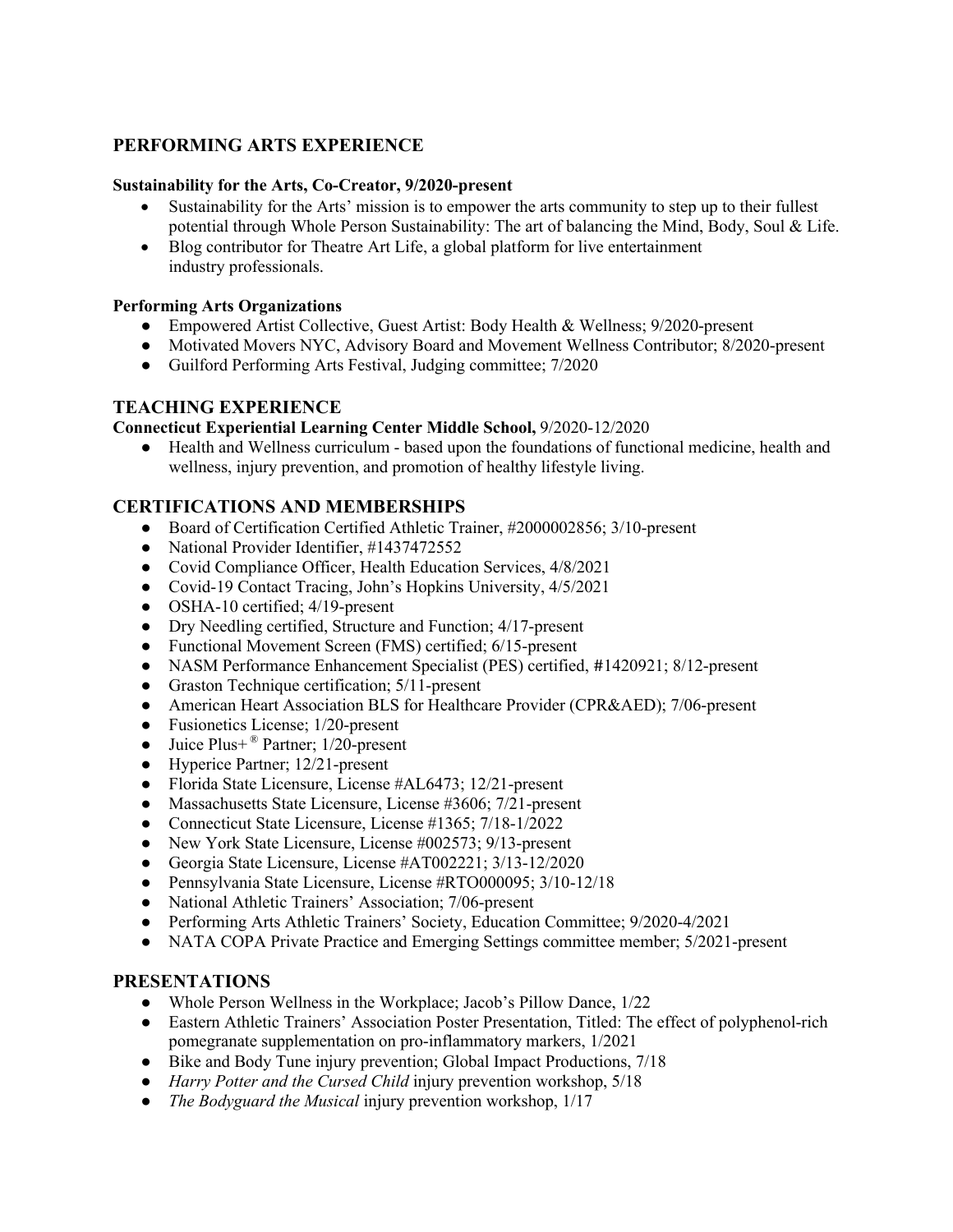## PERFORMING ARTS EXPERIENCE

**Sustainability for the Arts, Co-Creator, 9/2020-present**

- Sustainability for the Arts' mission is to empower the arts community to step up to their fullest potential through Whole Person Sustainability: The art of balancing the Mind, Body, Soul & Life.
- Blog contributor for Theatre Art Life, a global platform for live entertainment industry professionals.

**Performing Arts Organizations**

- Empowered Artist Collective, Guest Artist: Body Health & Wellness; 9/2020-present
- Motivated Movers NYC, Advisory Board and Movement Wellness Contributor; 8/2020-present
- Guilford Performing Arts Festival, Judging committee; 7/2020

## TEACHING EXPERIENCE

**Connecticut Experiential Learning Center Middle School,** 9/2020-12/2020

- Health and Wellness curriculum - based upon the foundations of functional medicine, health and wellness, injury prevention, and promotion of healthy lifestyle living.

## CERTIFICATIONS AND MEMBERSHIPS

- Board of Certification Certified Athletic Trainer, #2000002856; 3/10-present
- National Provider Identifier, #1437472552
- Covid Compliance Officer, Health Education Services, 4/8/2021
- Covid-19 Contact Tracing, John's Hopkins University, 4/5/2021
- OSHA-10 certified; 4/19-present
- Dry Needling certified, Structure and Function; 4/17-present
- Functional Movement Screen (FMS) certified; 6/15-present
- NASM Performance Enhancement Specialist (PES) certified, #1420921; 8/12-present
- Graston Technique certification; 5/11-present
- American Heart Association BLS for Healthcare Provider (CPR&AED); 7/06-present
- Fusionetics License; 1/20-present
- Juice Plus+® Partner; 1/20-present
- Hyperice Partner; 12/21-present
- Florida State Licensure, License #AL6473; 12/21-present
- Massachusetts State Licensure, License #3606; 7/21-present
- Connecticut State Licensure, License #1365; 7/18-1/2022
- New York State Licensure, License #002573; 9/13-present
- Georgia State Licensure, License #AT002221; 3/13-12/2020
- Pennsylvania State Licensure, License #RTO000095; 3/10-12/18
- National Athletic Trainers' Association; 7/06-present
- Performing Arts Athletic Trainers' Society, Education Committee; 9/2020-4/2021
- NATA COPA Private Practice and Emerging Settings committee member; 5/2021-present

## PRESENTATIONS

- Whole Person Wellness in the Workplace; Jacob's Pillow Dance, 1/22
- Eastern Athletic Trainers' Association Poster Presentation, Titled: The effect of polyphenol-rich pomegranate supplementation on pro-inflammatory markers, 1/2021
- Bike and Body Tune injury prevention; Global Impact Productions, 7/18
- *Harry Potter and the Cursed Child* injury prevention workshop, 5/18
- *The Bodyguard the Musical* injury prevention workshop, 1/17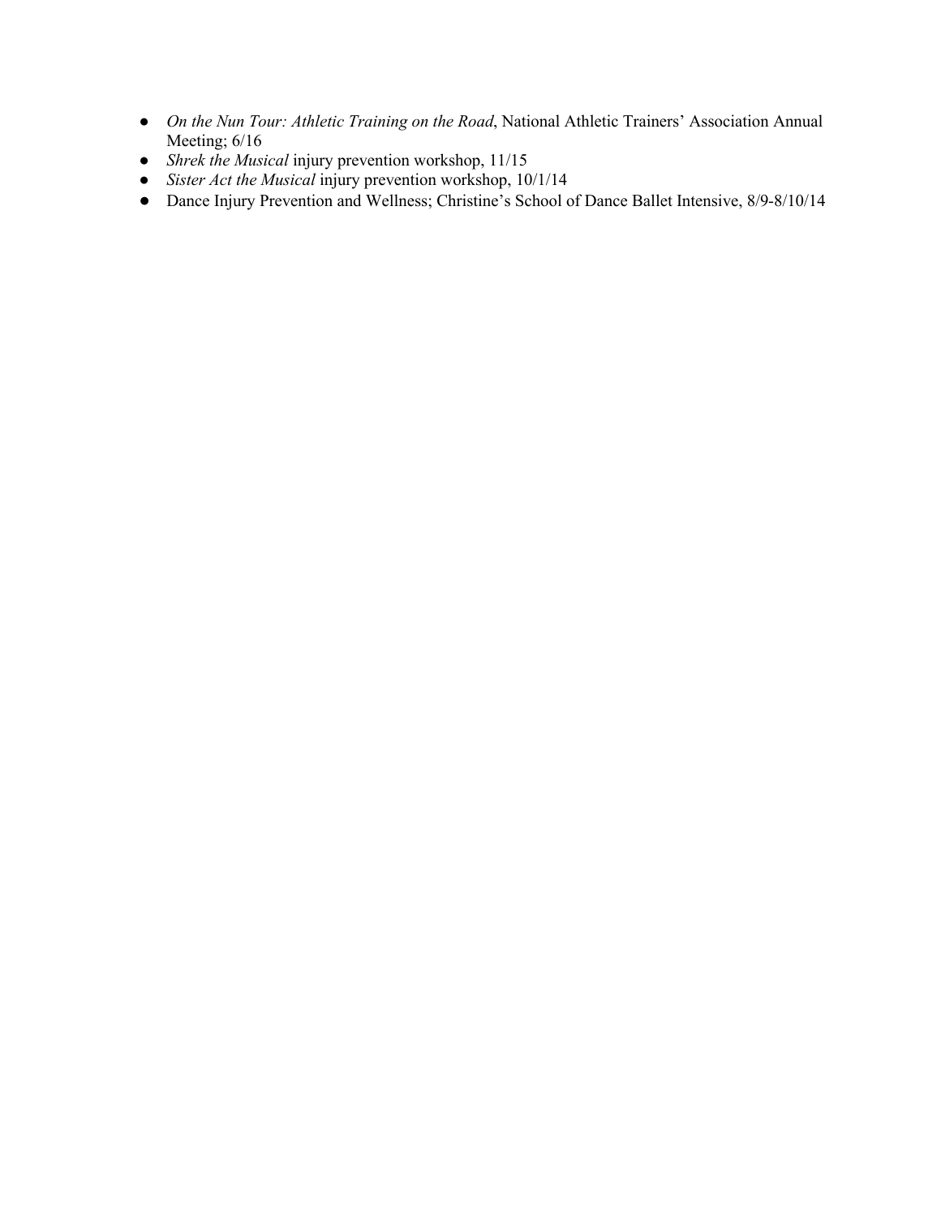- *On the Nun Tour: Athletic Training on the Road*, National Athletic Trainers' Association Annual Meeting; 6/16
- *Shrek the Musical* injury prevention workshop, 11/15
- *Sister Act the Musical* injury prevention workshop, 10/1/14
- Dance Injury Prevention and Wellness; Christine's School of Dance Ballet Intensive, 8/9-8/10/14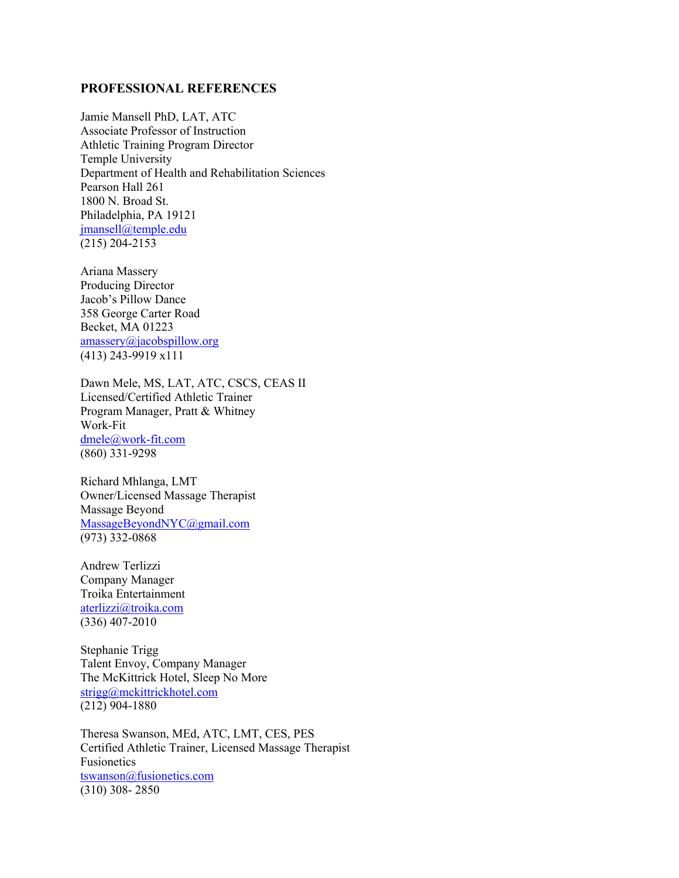## PROFESSIONAL REFERENCES

Jamie Mansell PhD, LAT, ATC
Associate Professor of Instruction
Athletic Training Program Director
Temple University
Department of Health and Rehabilitation Sciences
Pearson Hall 261
1800 N. Broad St.
Philadelphia, PA 19121
jmansell@temple.edu
(215) 204-2153

Ariana Massery
Producing Director
Jacob's Pillow Dance
358 George Carter Road
Becket, MA 01223
amassery@jacobspillow.org
(413) 243-9919 x111

Dawn Mele, MS, LAT, ATC, CSCS, CEAS II
Licensed/Certified Athletic Trainer
Program Manager, Pratt & Whitney
Work-Fit
dmele@work-fit.com
(860) 331-9298

Richard Mhlanga, LMT
Owner/Licensed Massage Therapist
Massage Beyond
MassageBeyondNYC@gmail.com
(973) 332-0868

Andrew Terlizzi
Company Manager
Troika Entertainment
aterlizzi@troika.com
(336) 407-2010

Stephanie Trigg
Talent Envoy, Company Manager
The McKittrick Hotel, Sleep No More
strigg@mckittrickhotel.com
(212) 904-1880

Theresa Swanson, MEd, ATC, LMT, CES, PES
Certified Athletic Trainer, Licensed Massage Therapist
Fusionetics
tswanson@fusionetics.com
(310) 308- 2850